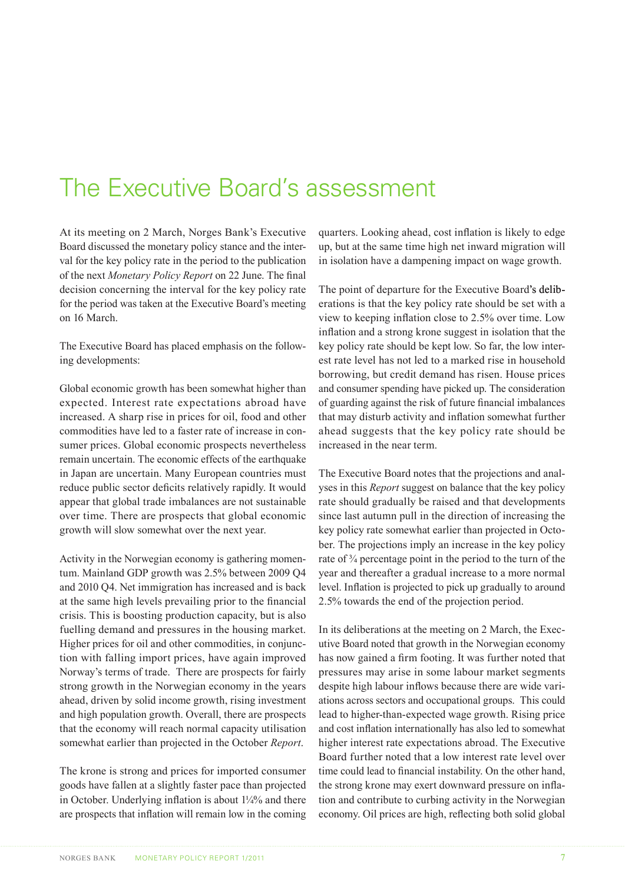# The Executive Board's assessment

At its meeting on 2 March, Norges Bank's Executive Board discussed the monetary policy stance and the interval for the key policy rate in the period to the publication of the next *Monetary Policy Report* on 22 June. The final decision concerning the interval for the key policy rate for the period was taken at the Executive Board's meeting on 16 March.

The Executive Board has placed emphasis on the following developments:

Global economic growth has been somewhat higher than expected. Interest rate expectations abroad have increased. A sharp rise in prices for oil, food and other commodities have led to a faster rate of increase in consumer prices. Global economic prospects nevertheless remain uncertain. The economic effects of the earthquake in Japan are uncertain. Many European countries must reduce public sector deficits relatively rapidly. It would appear that global trade imbalances are not sustainable over time. There are prospects that global economic growth will slow somewhat over the next year.

Activity in the Norwegian economy is gathering momentum. Mainland GDP growth was 2.5% between 2009 Q4 and 2010 Q4. Net immigration has increased and is back at the same high levels prevailing prior to the financial crisis. This is boosting production capacity, but is also fuelling demand and pressures in the housing market. Higher prices for oil and other commodities, in conjunction with falling import prices, have again improved Norway's terms of trade. There are prospects for fairly strong growth in the Norwegian economy in the years ahead, driven by solid income growth, rising investment and high population growth. Overall, there are prospects that the economy will reach normal capacity utilisation somewhat earlier than projected in the October *Report*.

The krone is strong and prices for imported consumer goods have fallen at a slightly faster pace than projected in October. Underlying inflation is about 1¼% and there are prospects that inflation will remain low in the coming quarters. Looking ahead, cost inflation is likely to edge up, but at the same time high net inward migration will in isolation have a dampening impact on wage growth.

The point of departure for the Executive Board's deliberations is that the key policy rate should be set with a view to keeping inflation close to 2.5% over time. Low inflation and a strong krone suggest in isolation that the key policy rate should be kept low. So far, the low interest rate level has not led to a marked rise in household borrowing, but credit demand has risen. House prices and consumer spending have picked up. The consideration of guarding against the risk of future financial imbalances that may disturb activity and inflation somewhat further ahead suggests that the key policy rate should be increased in the near term.

The Executive Board notes that the projections and analyses in this *Report* suggest on balance that the key policy rate should gradually be raised and that developments since last autumn pull in the direction of increasing the key policy rate somewhat earlier than projected in October. The projections imply an increase in the key policy rate of ¾ percentage point in the period to the turn of the year and thereafter a gradual increase to a more normal level. Inflation is projected to pick up gradually to around 2.5% towards the end of the projection period.

In its deliberations at the meeting on 2 March, the Executive Board noted that growth in the Norwegian economy has now gained a firm footing. It was further noted that pressures may arise in some labour market segments despite high labour inflows because there are wide variations across sectors and occupational groups. This could lead to higher-than-expected wage growth. Rising price and cost inflation internationally has also led to somewhat higher interest rate expectations abroad. The Executive Board further noted that a low interest rate level over time could lead to financial instability. On the other hand, the strong krone may exert downward pressure on inflation and contribute to curbing activity in the Norwegian economy. Oil prices are high, reflecting both solid global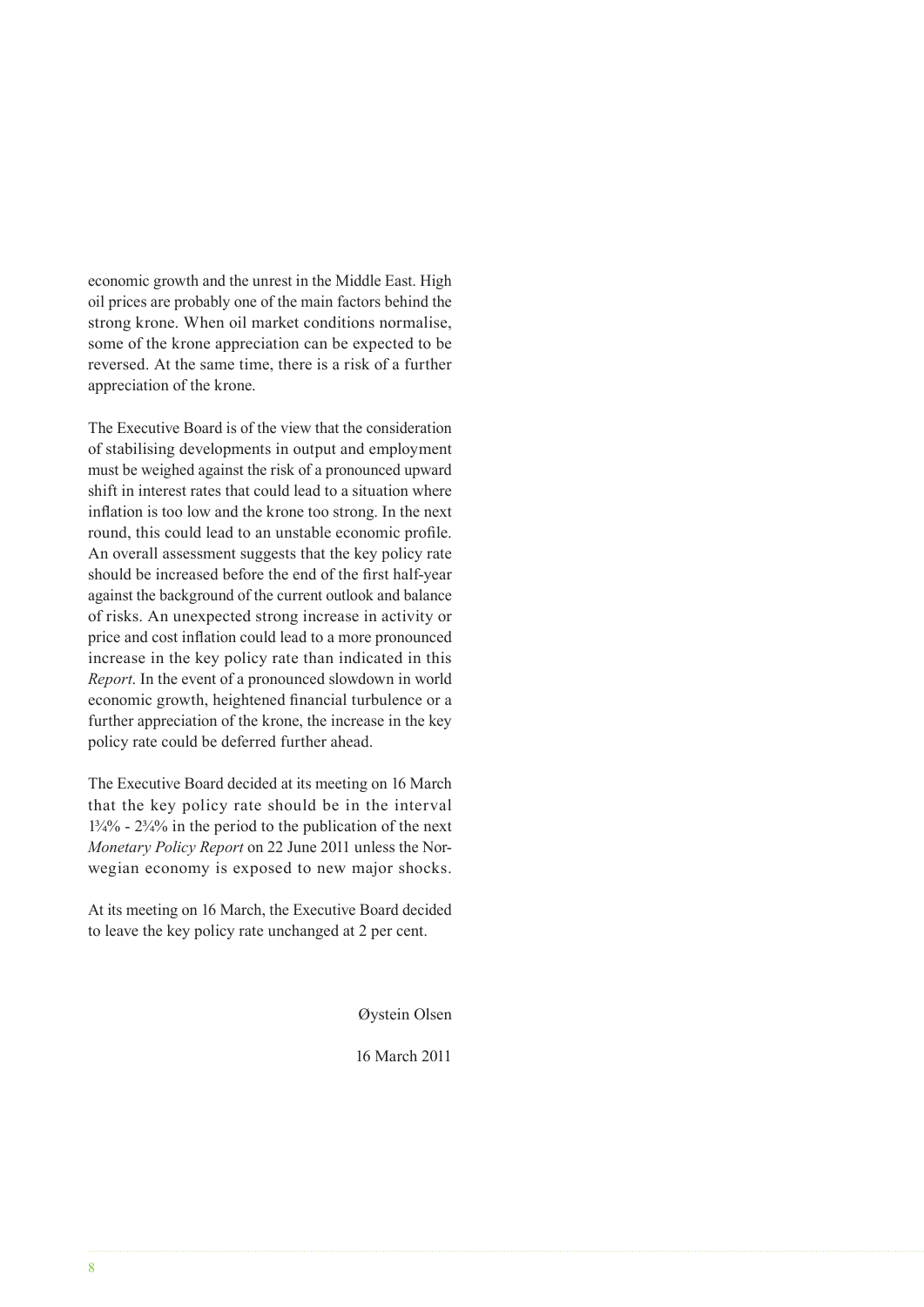economic growth and the unrest in the Middle East. High oil prices are probably one of the main factors behind the strong krone. When oil market conditions normalise, some of the krone appreciation can be expected to be reversed. At the same time, there is a risk of a further appreciation of the krone.

The Executive Board is of the view that the consideration of stabilising developments in output and employment must be weighed against the risk of a pronounced upward shift in interest rates that could lead to a situation where inflation is too low and the krone too strong. In the next round, this could lead to an unstable economic profile. An overall assessment suggests that the key policy rate should be increased before the end of the first half-year against the background of the current outlook and balance of risks. An unexpected strong increase in activity or price and cost inflation could lead to a more pronounced increase in the key policy rate than indicated in this *Report*. In the event of a pronounced slowdown in world economic growth, heightened financial turbulence or a further appreciation of the krone, the increase in the key policy rate could be deferred further ahead.

The Executive Board decided at its meeting on 16 March that the key policy rate should be in the interval 1¾% - 2¾% in the period to the publication of the next *Monetary Policy Report* on 22 June 2011 unless the Norwegian economy is exposed to new major shocks.

At its meeting on 16 March, the Executive Board decided to leave the key policy rate unchanged at 2 per cent.

Øystein Olsen

16 March 2011